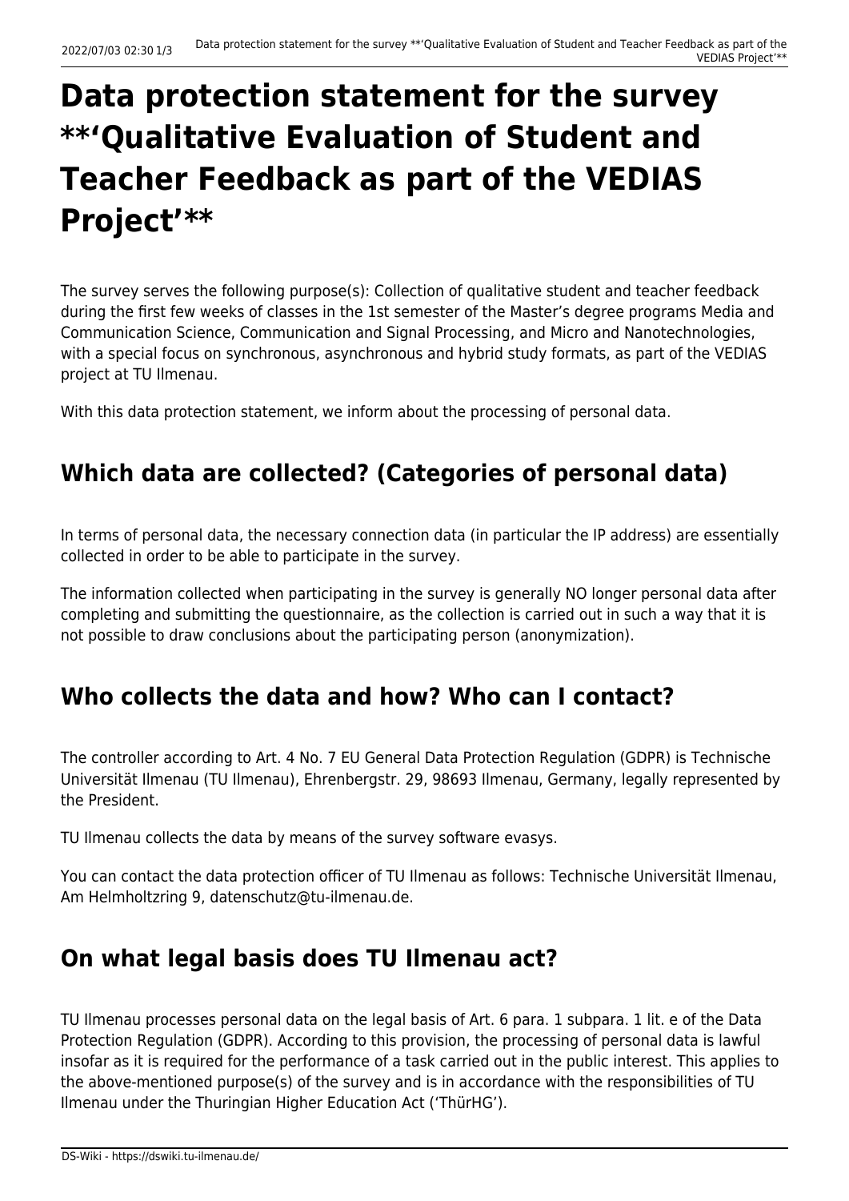# Data protection statement for the survey **‘Qualitative Evaluation of Student and Teacher Feedback as part of the VEDIAS Project’**

The survey serves the following purpose(s): Collection of qualitative student and teacher feedback during the first few weeks of classes in the 1st semester of the Master’s degree programs Media and Communication Science, Communication and Signal Processing, and Micro and Nanotechnologies, with a special focus on synchronous, asynchronous and hybrid study formats, as part of the VEDIAS project at TU Ilmenau.

With this data protection statement, we inform about the processing of personal data.

## Which data are collected? (Categories of personal data)

In terms of personal data, the necessary connection data (in particular the IP address) are essentially collected in order to be able to participate in the survey.

The information collected when participating in the survey is generally NO longer personal data after completing and submitting the questionnaire, as the collection is carried out in such a way that it is not possible to draw conclusions about the participating person (anonymization).

## Who collects the data and how? Who can I contact?

The controller according to Art. 4 No. 7 EU General Data Protection Regulation (GDPR) is Technische Universität Ilmenau (TU Ilmenau), Ehrenbergstr. 29, 98693 Ilmenau, Germany, legally represented by the President.

TU Ilmenau collects the data by means of the survey software evasys.

You can contact the data protection officer of TU Ilmenau as follows: Technische Universität Ilmenau, Am Helmholtzring 9, datenschutz@tu-ilmenau.de.

## On what legal basis does TU Ilmenau act?

TU Ilmenau processes personal data on the legal basis of Art. 6 para. 1 subpara. 1 lit. e of the Data Protection Regulation (GDPR). According to this provision, the processing of personal data is lawful insofar as it is required for the performance of a task carried out in the public interest. This applies to the above-mentioned purpose(s) of the survey and is in accordance with the responsibilities of TU Ilmenau under the Thuringian Higher Education Act (‘ThürHG’).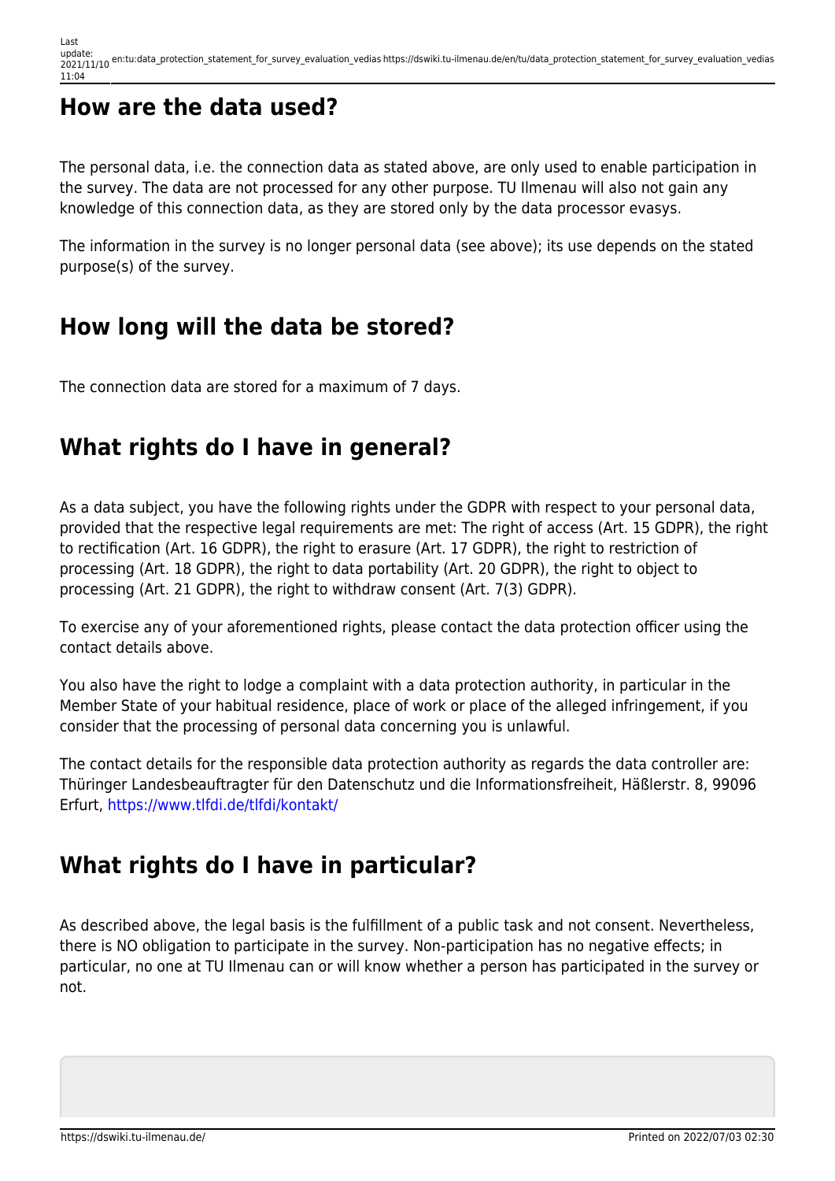## How are the data used?

The personal data, i.e. the connection data as stated above, are only used to enable participation in the survey. The data are not processed for any other purpose. TU Ilmenau will also not gain any knowledge of this connection data, as they are stored only by the data processor evasys.

The information in the survey is no longer personal data (see above); its use depends on the stated purpose(s) of the survey.

## How long will the data be stored?

The connection data are stored for a maximum of 7 days.

## What rights do I have in general?

As a data subject, you have the following rights under the GDPR with respect to your personal data, provided that the respective legal requirements are met: The right of access (Art. 15 GDPR), the right to rectification (Art. 16 GDPR), the right to erasure (Art. 17 GDPR), the right to restriction of processing (Art. 18 GDPR), the right to data portability (Art. 20 GDPR), the right to object to processing (Art. 21 GDPR), the right to withdraw consent (Art. 7(3) GDPR).

To exercise any of your aforementioned rights, please contact the data protection officer using the contact details above.

You also have the right to lodge a complaint with a data protection authority, in particular in the Member State of your habitual residence, place of work or place of the alleged infringement, if you consider that the processing of personal data concerning you is unlawful.

The contact details for the responsible data protection authority as regards the data controller are: Thüringer Landesbeauftragter für den Datenschutz und die Informationsfreiheit, Häßlerstr. 8, 99096 Erfurt, https://www.tlfdi.de/tlfdi/kontakt/

## What rights do I have in particular?

As described above, the legal basis is the fulfillment of a public task and not consent. Nevertheless, there is NO obligation to participate in the survey. Non-participation has no negative effects; in particular, no one at TU Ilmenau can or will know whether a person has participated in the survey or not.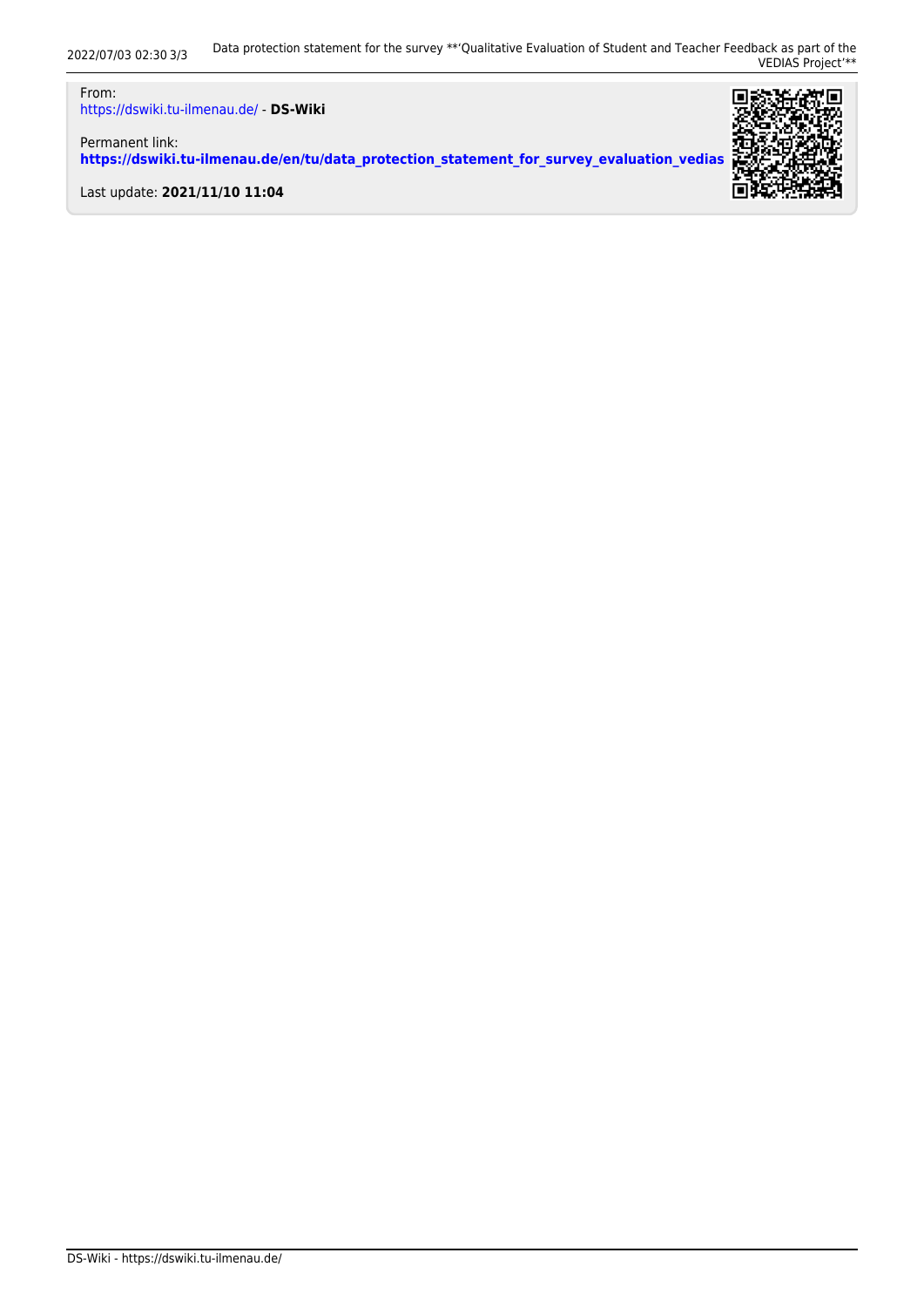From:
https://dswiki.tu-ilmenau.de/ - **DS-Wiki**

Permanent link:
**https://dswiki.tu-ilmenau.de/en/tu/data_protection_statement_for_survey_evaluation_vedias**

Last update: **2021/11/10 11:04**